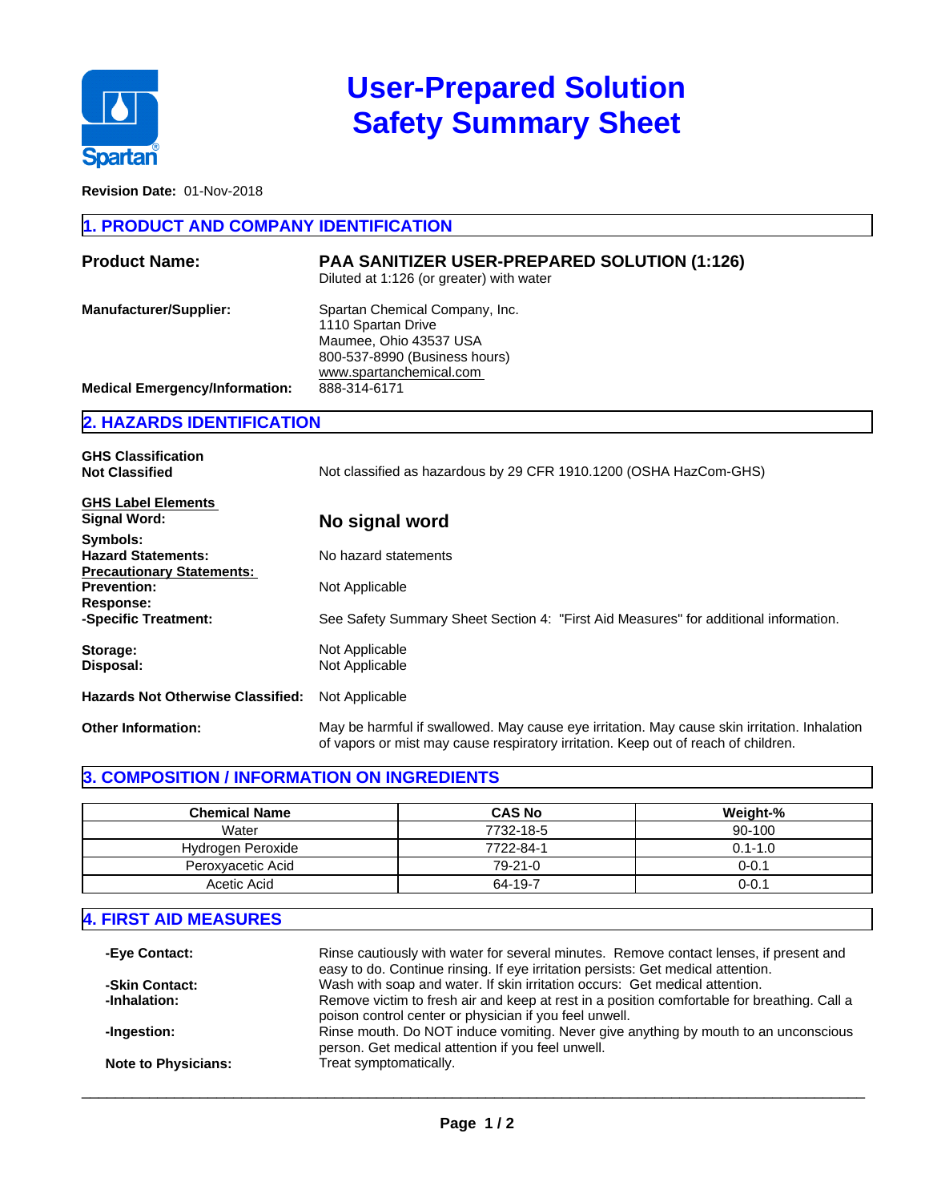# User-Prepared Solution Safety Summary Sheet

Spartan®

**Revision Date:** 01-Nov-2018

## 1. PRODUCT AND COMPANY IDENTIFICATION

**Product Name:** **PAA SANITIZER USER-PREPARED SOLUTION (1:126)**
Diluted at 1:126 (or greater) with water

**Manufacturer/Supplier:**
Spartan Chemical Company, Inc.
1110 Spartan Drive
Maumee, Ohio 43537 USA
800-537-8990 (Business hours)
www.spartanchemical.com

**Medical Emergency/Information:** 888-314-6171

## 2. HAZARDS IDENTIFICATION

**GHS Classification**
**Not Classified** — Not classified as hazardous by 29 CFR 1910.1200 (OSHA HazCom-GHS)

**GHS Label Elements**

**Signal Word:** **No signal word**

**Symbols:**

**Hazard Statements:** No hazard statements

**Precautionary Statements:**

**Prevention:** Not Applicable

**Response:**

**-Specific Treatment:** See Safety Summary Sheet Section 4: "First Aid Measures" for additional information.

**Storage:** Not Applicable

**Disposal:** Not Applicable

**Hazards Not Otherwise Classified:** Not Applicable

**Other Information:** May be harmful if swallowed. May cause eye irritation. May cause skin irritation. Inhalation of vapors or mist may cause respiratory irritation. Keep out of reach of children.

## 3. COMPOSITION / INFORMATION ON INGREDIENTS

| Chemical Name | CAS No | Weight-% |
| --- | --- | --- |
| Water | 7732-18-5 | 90-100 |
| Hydrogen Peroxide | 7722-84-1 | 0.1-1.0 |
| Peroxyacetic Acid | 79-21-0 | 0-0.1 |
| Acetic Acid | 64-19-7 | 0-0.1 |

## 4. FIRST AID MEASURES

**-Eye Contact:** Rinse cautiously with water for several minutes. Remove contact lenses, if present and easy to do. Continue rinsing. If eye irritation persists: Get medical attention.

**-Skin Contact:** Wash with soap and water. If skin irritation occurs: Get medical attention.

**-Inhalation:** Remove victim to fresh air and keep at rest in a position comfortable for breathing. Call a poison control center or physician if you feel unwell.

**-Ingestion:** Rinse mouth. Do NOT induce vomiting. Never give anything by mouth to an unconscious person. Get medical attention if you feel unwell.

**Note to Physicians:** Treat symptomatically.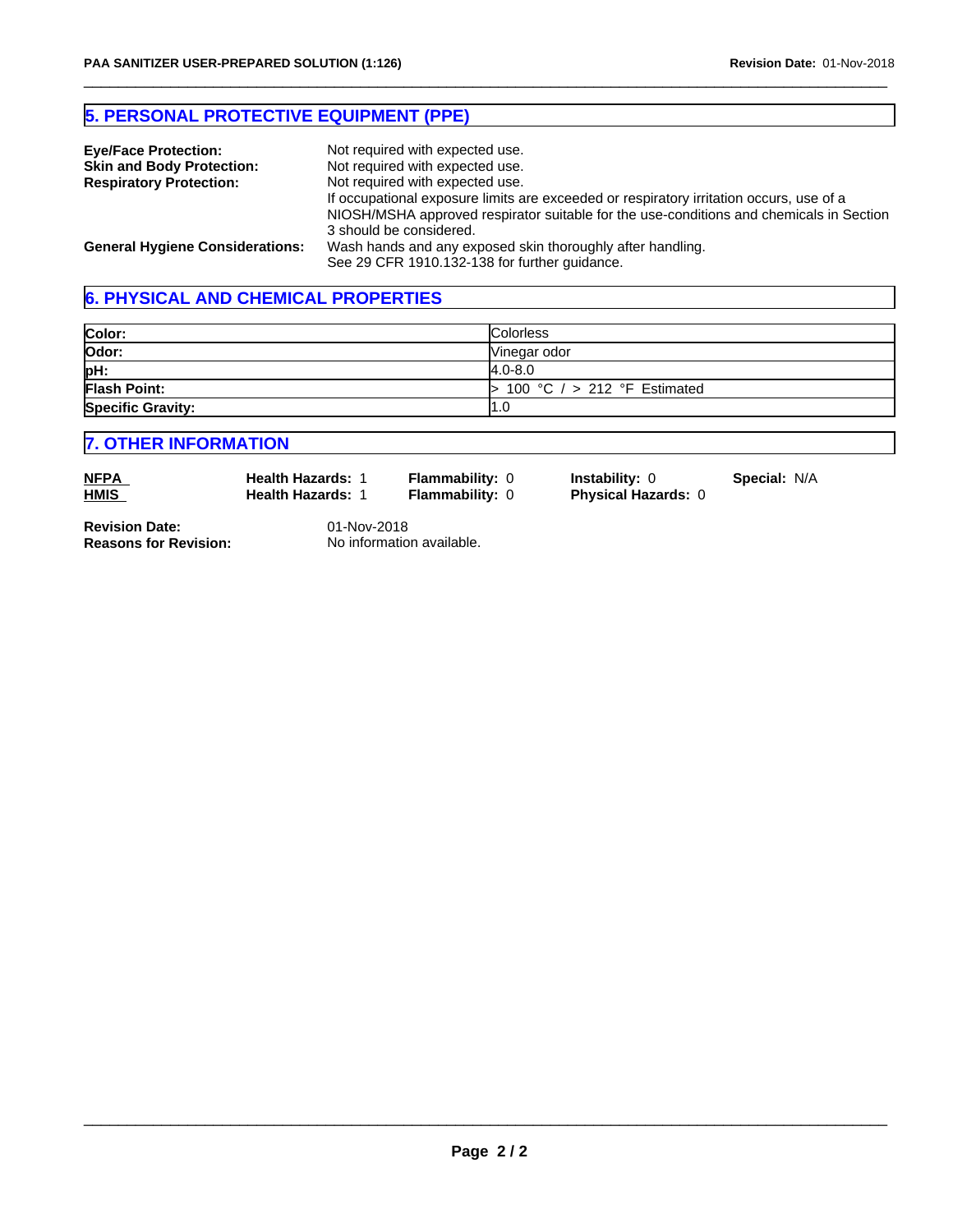## 5. PERSONAL PROTECTIVE EQUIPMENT (PPE)

**Eye/Face Protection:** Not required with expected use.

**Skin and Body Protection:** Not required with expected use.

**Respiratory Protection:** Not required with expected use.
If occupational exposure limits are exceeded or respiratory irritation occurs, use of a NIOSH/MSHA approved respirator suitable for the use-conditions and chemicals in Section 3 should be considered.

**General Hygiene Considerations:** Wash hands and any exposed skin thoroughly after handling.
See 29 CFR 1910.132-138 for further guidance.

## 6. PHYSICAL AND CHEMICAL PROPERTIES

| | |
|---|---|
| **Color:** | Colorless |
| **Odor:** | Vinegar odor |
| **pH:** | 4.0-8.0 |
| **Flash Point:** | > 100 °C / > 212 °F Estimated |
| **Specific Gravity:** | 1.0 |

## 7. OTHER INFORMATION

| | | | | |
|---|---|---|---|---|
| **NFPA** | **Health Hazards:** 1 | **Flammability:** 0 | **Instability:** 0 | **Special:** N/A |
| **HMIS** | **Health Hazards:** 1 | **Flammability:** 0 | **Physical Hazards:** 0 | |

**Revision Date:** 01-Nov-2018

**Reasons for Revision:** No information available.